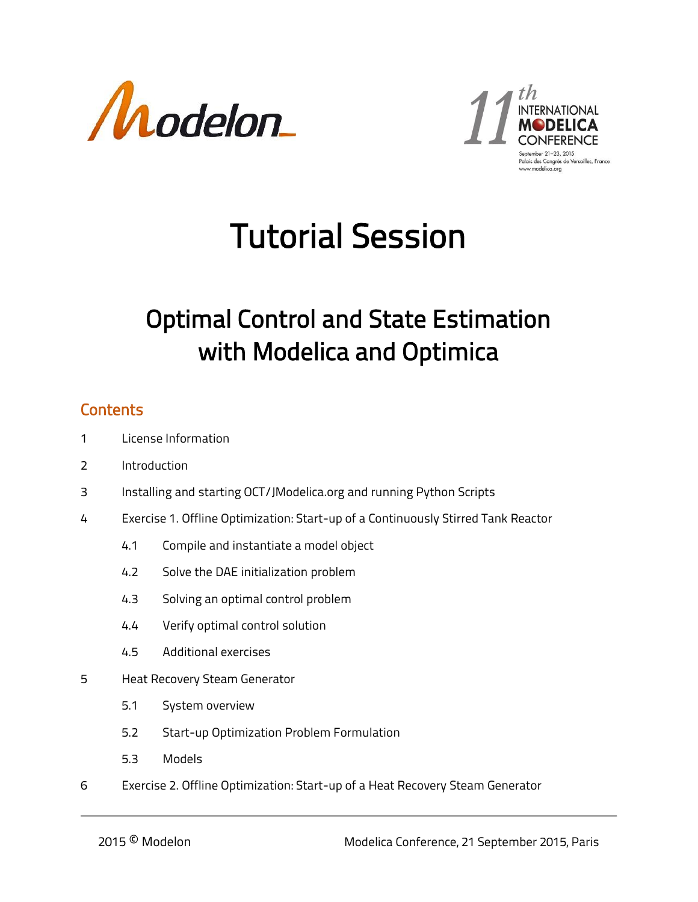# Tutorial Session

## Optimal Control and State Estimation with Modelica and Optimica

### Contents

1 License Information

2 Introduction

3 Installing and starting OCT/JModelica.org and running Python Scripts

4 Exercise 1. Offline Optimization: Start-up of a Continuously Stirred Tank Reactor

- 4.1 Compile and instantiate a model object
- 4.2 Solve the DAE initialization problem
- 4.3 Solving an optimal control problem
- 4.4 Verify optimal control solution
- 4.5 Additional exercises

5 Heat Recovery Steam Generator

- 5.1 System overview
- 5.2 Start-up Optimization Problem Formulation
- 5.3 Models

6 Exercise 2. Offline Optimization: Start-up of a Heat Recovery Steam Generator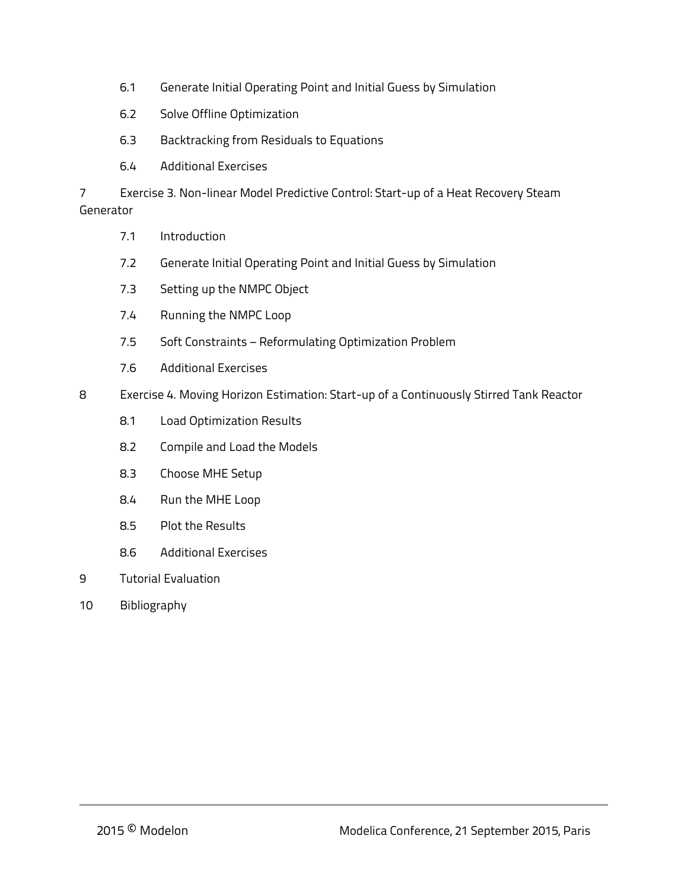- 6.1 Generate Initial Operating Point and Initial Guess by Simulation
- 6.2 Solve Offline Optimization
- 6.3 Backtracking from Residuals to Equations
- 6.4 Additional Exercises

7 Exercise 3. Non-linear Model Predictive Control: Start-up of a Heat Recovery Steam Generator

- 7.1 Introduction
- 7.2 Generate Initial Operating Point and Initial Guess by Simulation
- 7.3 Setting up the NMPC Object
- 7.4 Running the NMPC Loop
- 7.5 Soft Constraints – Reformulating Optimization Problem
- 7.6 Additional Exercises

8 Exercise 4. Moving Horizon Estimation: Start-up of a Continuously Stirred Tank Reactor

- 8.1 Load Optimization Results
- 8.2 Compile and Load the Models
- 8.3 Choose MHE Setup
- 8.4 Run the MHE Loop
- 8.5 Plot the Results
- 8.6 Additional Exercises

9 Tutorial Evaluation

10 Bibliography